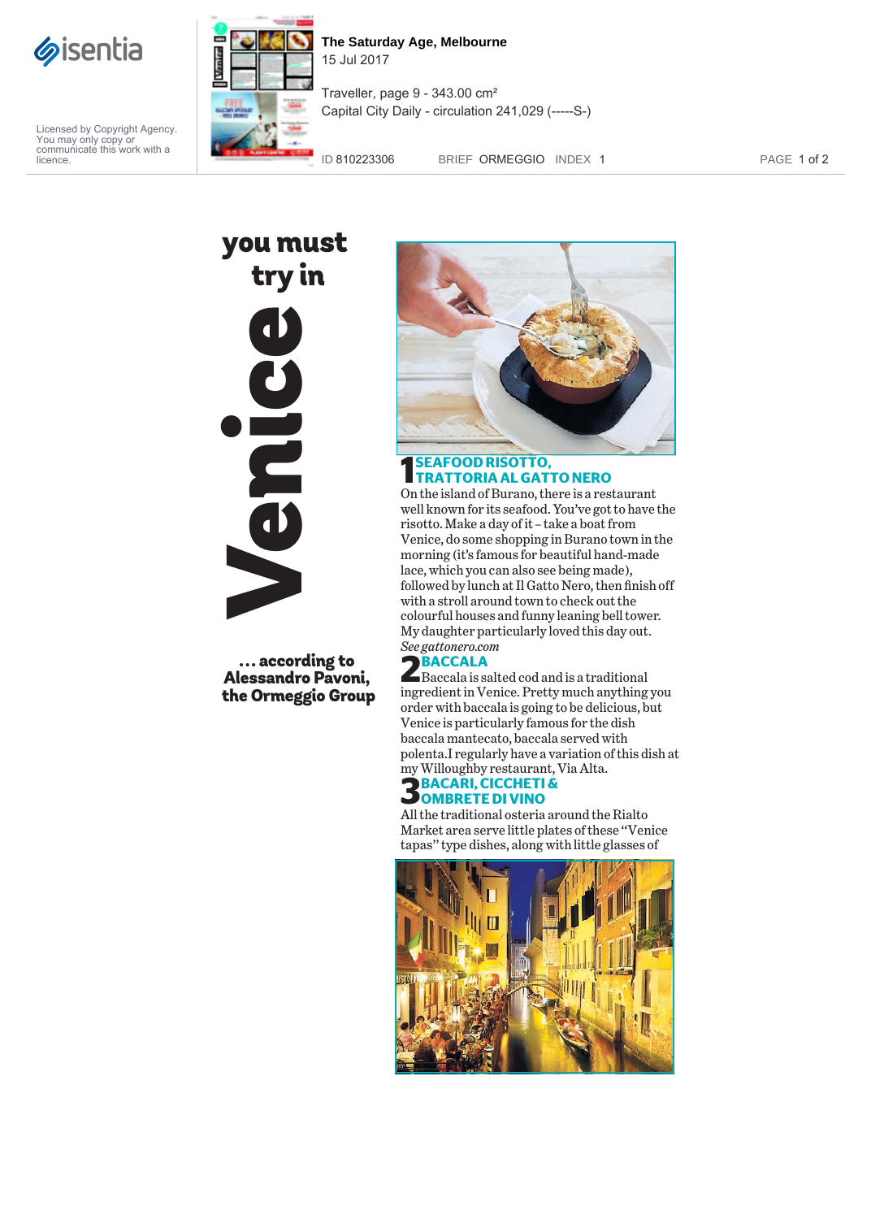# Venice you must try in

**... according to Alessandro Pavoni, the Ormeggio Group**

## 1 SEAFOOD RISOTTO, TRATTORIA AL GATTO NERO

On the island of Burano, there is a restaurant well known for its seafood. You've got to have the risotto. Make a day of it – take a boat from Venice, do some shopping in Burano town in the morning (it's famous for beautiful hand-made lace, which you can also see being made), followed by lunch at Il Gatto Nero, then finish off with a stroll around town to check out the colourful houses and funny leaning bell tower. My daughter particularly loved this day out. *See gattonero.com*

## 2 BACCALA

Baccala is salted cod and is a traditional ingredient in Venice. Pretty much anything you order with baccala is going to be delicious, but Venice is particularly famous for the dish baccala mantecato, baccala served with polenta. I regularly have a variation of this dish at my Willoughby restaurant, Via Alta.

## 3 BACARI, CICCHETI & OMBRETE DI VINO

All the traditional osteria around the Rialto Market area serve little plates of these "Venice tapas" type dishes, along with little glasses of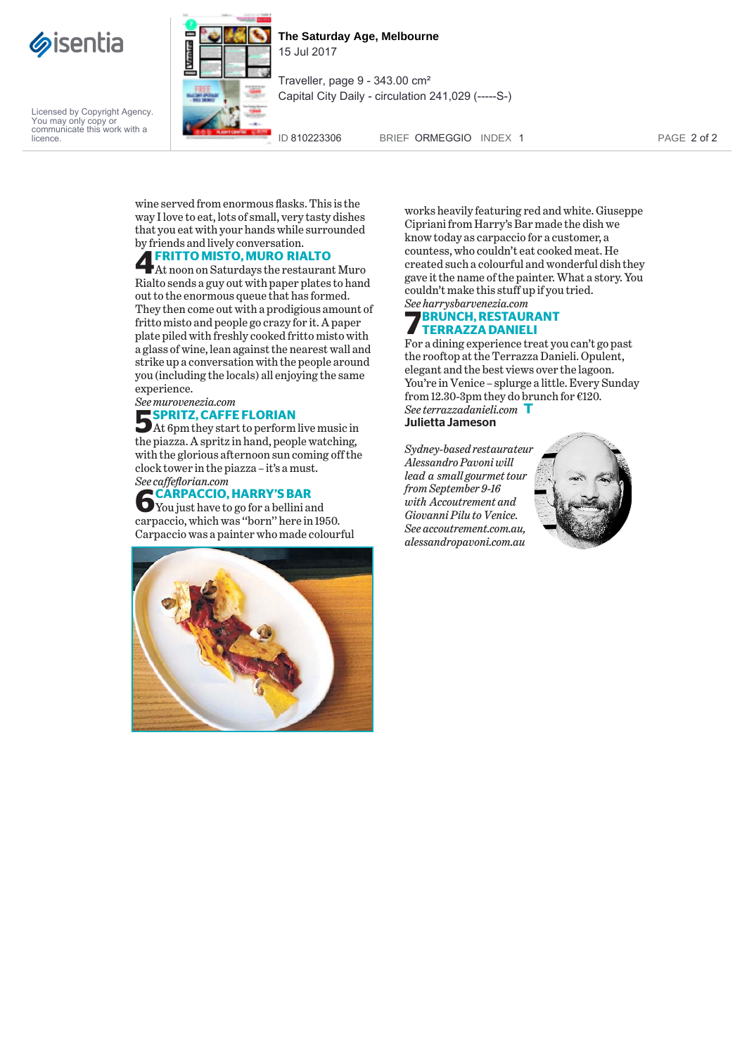wine served from enormous flasks. This is the way I love to eat, lots of small, very tasty dishes that you eat with your hands while surrounded by friends and lively conversation.

## 4 FRITTO MISTO, MURO RIALTO

At noon on Saturdays the restaurant Muro Rialto sends a guy out with paper plates to hand out to the enormous queue that has formed. They then come out with a prodigious amount of fritto misto and people go crazy for it. A paper plate piled with freshly cooked fritto misto with a glass of wine, lean against the nearest wall and strike up a conversation with the people around you (including the locals) all enjoying the same experience.

*See murovenezia.com*

## 5 SPRITZ, CAFFE FLORIAN

At 6pm they start to perform live music in the piazza. A spritz in hand, people watching, with the glorious afternoon sun coming off the clock tower in the piazza – it's a must.

*See caffeflorian.com*

## 6 CARPACCIO, HARRY'S BAR

You just have to go for a bellini and carpaccio, which was "born" here in 1950. Carpaccio was a painter who made colourful works heavily featuring red and white. Giuseppe Cipriani from Harry's Bar made the dish we know today as carpaccio for a customer, a countess, who couldn't eat cooked meat. He created such a colourful and wonderful dish they gave it the name of the painter. What a story. You couldn't make this stuff up if you tried.

*See harrysbarvenezia.com*

## 7 BRUNCH, RESTAURANT TERRAZZA DANIELI

For a dining experience treat you can't go past the rooftop at the Terrazza Danieli. Opulent, elegant and the best views over the lagoon. You're in Venice – splurge a little. Every Sunday from 12.30-3pm they do brunch for €120.

*See terrazzadanieli.com* T

**Julietta Jameson**

*Sydney-based restaurateur Alessandro Pavoni will lead a small gourmet tour from September 9-16 with Accoutrement and Giovanni Pilu to Venice. See accoutrement.com.au, alessandropavoni.com.au*